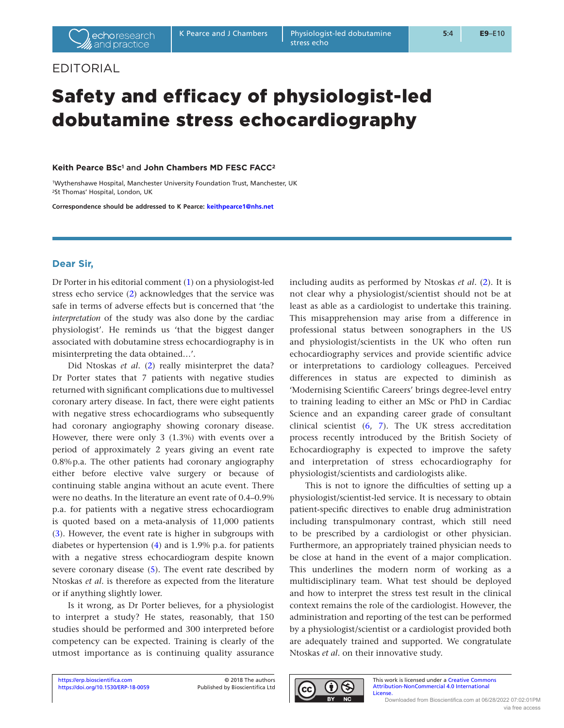EDITORIAL

# Safety and efficacy of physiologist-led dobutamine stress echocardiography

**Keith Pearce BSc[1] and John Chambers MD FESC FACC[2]**

[1]Wythenshawe Hospital, Manchester University Foundation Trust, Manchester, UK
[2]St Thomas' Hospital, London, UK

**Correspondence should be addressed to K Pearce: keithpearce1@nhs.net**

## Dear Sir,

Dr Porter in his editorial comment (1) on a physiologist-led stress echo service (2) acknowledges that the service was safe in terms of adverse effects but is concerned that 'the *interpretation* of the study was also done by the cardiac physiologist'. He reminds us 'that the biggest danger associated with dobutamine stress echocardiography is in misinterpreting the data obtained…'.

Did Ntoskas *et al*. (2) really misinterpret the data? Dr Porter states that 7 patients with negative studies returned with significant complications due to multivessel coronary artery disease. In fact, there were eight patients with negative stress echocardiograms who subsequently had coronary angiography showing coronary disease. However, there were only 3 (1.3%) with events over a period of approximately 2 years giving an event rate 0.8% p.a. The other patients had coronary angiography either before elective valve surgery or because of continuing stable angina without an acute event. There were no deaths. In the literature an event rate of 0.4–0.9% p.a. for patients with a negative stress echocardiogram is quoted based on a meta-analysis of 11,000 patients (3). However, the event rate is higher in subgroups with diabetes or hypertension (4) and is 1.9% p.a. for patients with a negative stress echocardiogram despite known severe coronary disease (5). The event rate described by Ntoskas *et al*. is therefore as expected from the literature or if anything slightly lower.

Is it wrong, as Dr Porter believes, for a physiologist to interpret a study? He states, reasonably, that 150 studies should be performed and 300 interpreted before competency can be expected. Training is clearly of the utmost importance as is continuing quality assurance including audits as performed by Ntoskas *et al*. (2). It is not clear why a physiologist/scientist should not be at least as able as a cardiologist to undertake this training. This misapprehension may arise from a difference in professional status between sonographers in the US and physiologist/scientists in the UK who often run echocardiography services and provide scientific advice or interpretations to cardiology colleagues. Perceived differences in status are expected to diminish as 'Modernising Scientific Careers' brings degree-level entry to training leading to either an MSc or PhD in Cardiac Science and an expanding career grade of consultant clinical scientist (6, 7). The UK stress accreditation process recently introduced by the British Society of Echocardiography is expected to improve the safety and interpretation of stress echocardiography for physiologist/scientists and cardiologists alike.

This is not to ignore the difficulties of setting up a physiologist/scientist-led service. It is necessary to obtain patient-specific directives to enable drug administration including transpulmonary contrast, which still need to be prescribed by a cardiologist or other physician. Furthermore, an appropriately trained physician needs to be close at hand in the event of a major complication. This underlines the modern norm of working as a multidisciplinary team. What test should be deployed and how to interpret the stress test result in the clinical context remains the role of the cardiologist. However, the administration and reporting of the test can be performed by a physiologist/scientist or a cardiologist provided both are adequately trained and supported. We congratulate Ntoskas *et al*. on their innovative study.

https://erp.bioscientifica.com
https://doi.org/10.1530/ERP-18-0059

© 2018 The authors
Published by Bioscientifica Ltd

This work is licensed under a Creative Commons Attribution-NonCommercial 4.0 International License.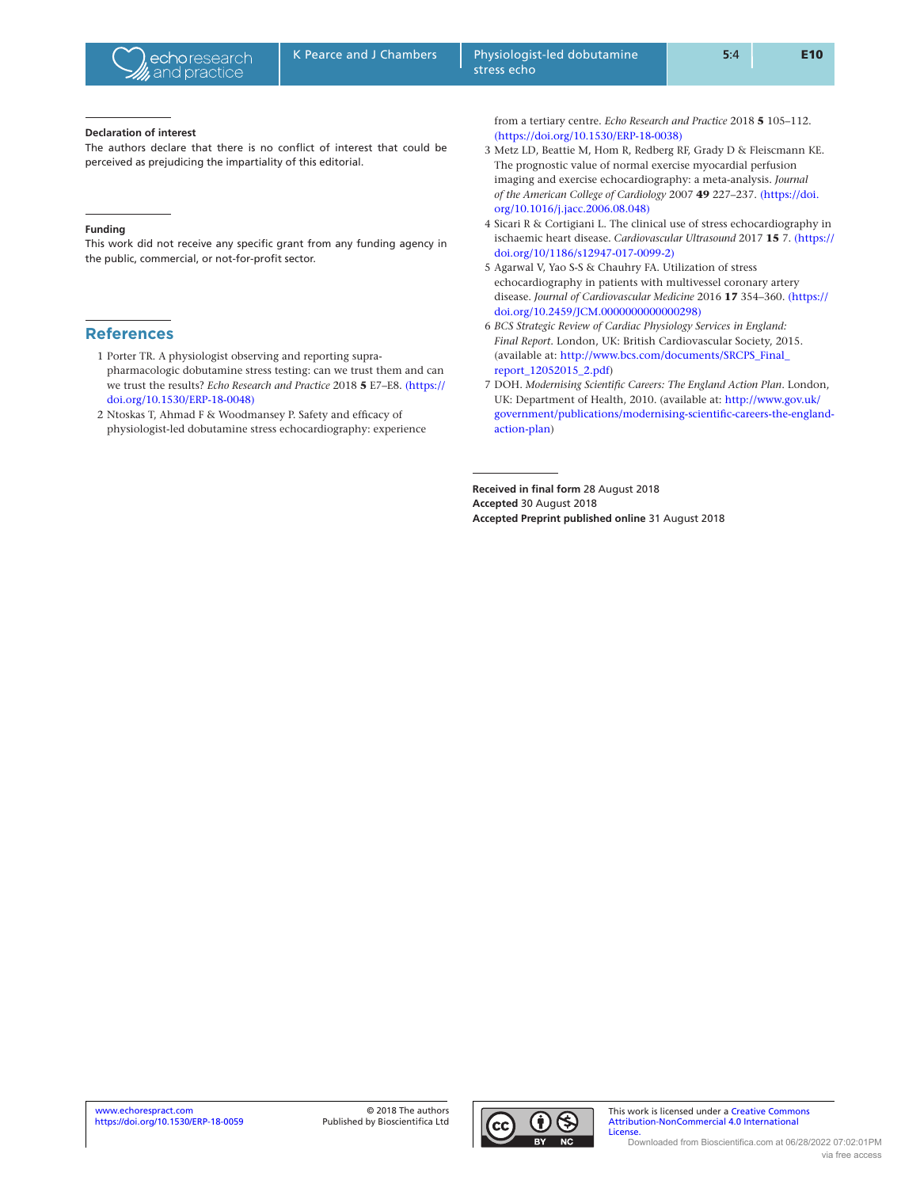### Declaration of interest

The authors declare that there is no conflict of interest that could be perceived as prejudicing the impartiality of this editorial.

### Funding

This work did not receive any specific grant from any funding agency in the public, commercial, or not-for-profit sector.

## References

1 Porter TR. A physiologist observing and reporting supra-pharmacologic dobutamine stress testing: can we trust them and can we trust the results? *Echo Research and Practice* 2018 **5** E7–E8. (https://doi.org/10.1530/ERP-18-0048)

2 Ntoskas T, Ahmad F & Woodmansey P. Safety and efficacy of physiologist-led dobutamine stress echocardiography: experience from a tertiary centre. *Echo Research and Practice* 2018 **5** 105–112. (https://doi.org/10.1530/ERP-18-0038)

3 Metz LD, Beattie M, Hom R, Redberg RF, Grady D & Fleiscmann KE. The prognostic value of normal exercise myocardial perfusion imaging and exercise echocardiography: a meta-analysis. *Journal of the American College of Cardiology* 2007 **49** 227–237. (https://doi.org/10.1016/j.jacc.2006.08.048)

4 Sicari R & Cortigiani L. The clinical use of stress echocardiography in ischaemic heart disease. *Cardiovascular Ultrasound* 2017 **15** 7. (https://doi.org/10/1186/s12947-017-0099-2)

5 Agarwal V, Yao S-S & Chauhry FA. Utilization of stress echocardiography in patients with multivessel coronary artery disease. *Journal of Cardiovascular Medicine* 2016 **17** 354–360. (https://doi.org/10.2459/JCM.0000000000000298)

6 *BCS Strategic Review of Cardiac Physiology Services in England: Final Report*. London, UK: British Cardiovascular Society, 2015. (available at: http://www.bcs.com/documents/SRCPS_Final_report_12052015_2.pdf)

7 DOH. *Modernising Scientific Careers: The England Action Plan*. London, UK: Department of Health, 2010. (available at: http://www.gov.uk/government/publications/modernising-scientific-careers-the-england-action-plan)

**Received in final form** 28 August 2018
**Accepted** 30 August 2018
**Accepted Preprint published online** 31 August 2018